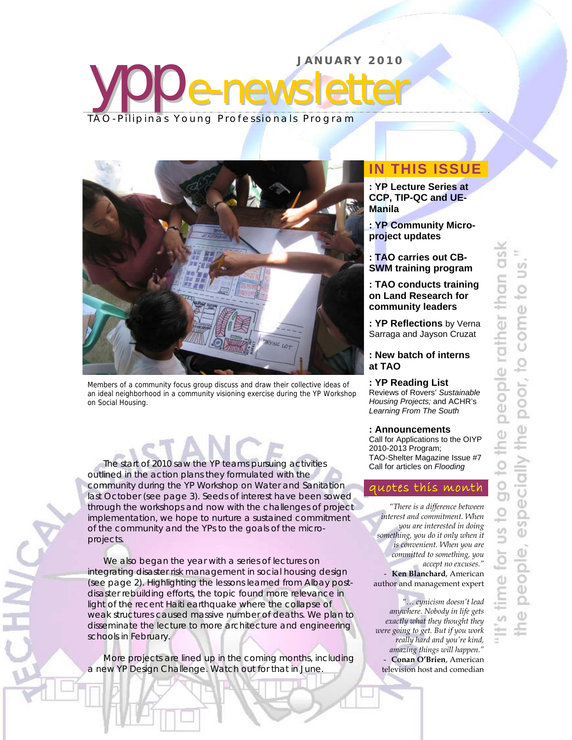# ypp e-newsletter

**JANUARY 2010**

TAO-Pilipinas Young Professionals Program

Members of a community focus group discuss and draw their collective ideas of an ideal neighborhood in a community visioning exercise during the YP Workshop on Social Housing.

The start of 2010 saw the YP teams pursuing activities outlined in the action plans they formulated with the community during the YP Workshop on Water and Sanitation last October (see page 3). Seeds of interest have been sowed through the workshops and now with the challenges of project implementation, we hope to nurture a sustained commitment of the community and the YPs to the goals of the micro-projects.

We also began the year with a series of lectures on integrating disaster risk management in social housing design (see page 2). Highlighting the lessons learned from Albay post-disaster rebuilding efforts, the topic found more relevance in light of the recent Haiti earthquake where the collapse of weak structures caused massive number of deaths. We plan to disseminate the lecture to more architecture and engineering schools in February.

More projects are lined up in the coming months, including a new YP Design Challenge. Watch out for that in June.

## IN THIS ISSUE

**: YP Lecture Series at CCP, TIP-QC and UE-Manila**

**: YP Community Micro-project updates**

**: TAO carries out CB-SWM training program**

**: TAO conducts training on Land Research for community leaders**

**: YP Reflections** by Verna Sarraga and Jayson Cruzat

**: New batch of interns at TAO**

**: YP Reading List**
Reviews of Rovers' *Sustainable Housing Projects;* and ACHR's *Learning From The South*

**: Announcements**
Call for Applications to the OIYP 2010-2013 Program;
TAO-Shelter Magazine Issue #7 Call for articles on *Flooding*

## quotes this month

*"There is a difference between interest and commitment. When you are interested in doing something, you do it only when it is convenient. When you are committed to something, you accept no excuses."*
- **Ken Blanchard**, American author and management expert

*"... cynicism doesn't lead anywhere. Nobody in life gets exactly what they thought they were going to get. But if you work really hard and you're kind, amazing things will happen."*
- **Conan O'Brien**, American television host and comedian

"It's time for us to go to the people rather than ask the people, especially the poor, to come to us."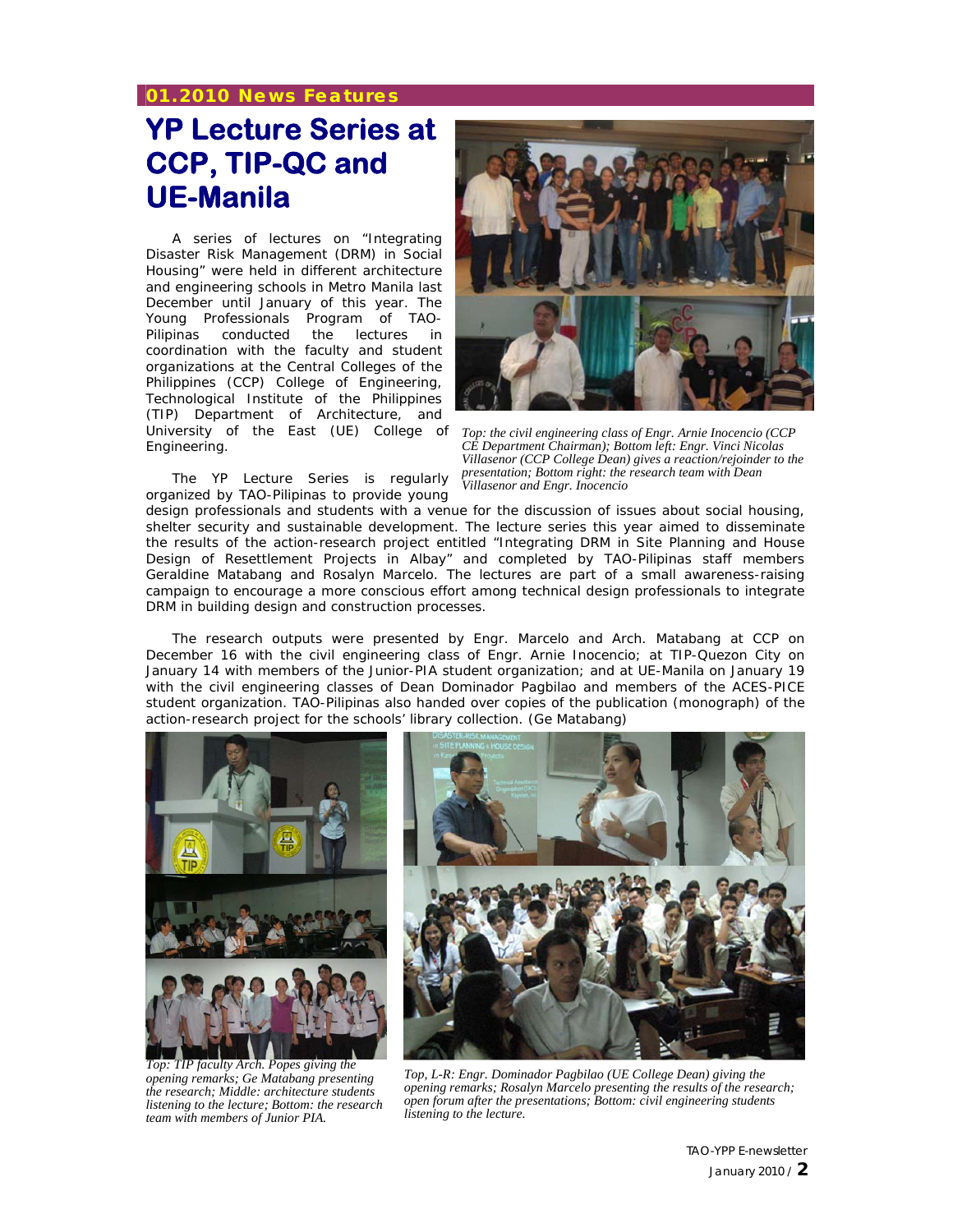**01.2010 News Features**

# YP Lecture Series at CCP, TIP-QC and UE-Manila

A series of lectures on "Integrating Disaster Risk Management (DRM) in Social Housing" were held in different architecture and engineering schools in Metro Manila last December until January of this year. The Young Professionals Program of TAO-Pilipinas conducted the lectures in coordination with the faculty and student organizations at the Central Colleges of the Philippines (CCP) College of Engineering, Technological Institute of the Philippines (TIP) Department of Architecture, and University of the East (UE) College of Engineering.

*Top: the civil engineering class of Engr. Arnie Inocencio (CCP CE Department Chairman); Bottom left: Engr. Vinci Nicolas Villasenor (CCP College Dean) gives a reaction/rejoinder to the presentation; Bottom right: the research team with Dean Villasenor and Engr. Inocencio*

The YP Lecture Series is regularly organized by TAO-Pilipinas to provide young design professionals and students with a venue for the discussion of issues about social housing, shelter security and sustainable development. The lecture series this year aimed to disseminate the results of the action-research project entitled "Integrating DRM in Site Planning and House Design of Resettlement Projects in Albay" and completed by TAO-Pilipinas staff members Geraldine Matabang and Rosalyn Marcelo. The lectures are part of a small awareness-raising campaign to encourage a more conscious effort among technical design professionals to integrate DRM in building design and construction processes.

The research outputs were presented by Engr. Marcelo and Arch. Matabang at CCP on December 16 with the civil engineering class of Engr. Arnie Inocencio; at TIP-Quezon City on January 14 with members of the Junior-PIA student organization; and at UE-Manila on January 19 with the civil engineering classes of Dean Dominador Pagbilao and members of the ACES-PICE student organization. TAO-Pilipinas also handed over copies of the publication (monograph) of the action-research project for the schools' library collection. (Ge Matabang)

*Top: TIP faculty Arch. Popes giving the opening remarks; Ge Matabang presenting the research; Middle: architecture students listening to the lecture; Bottom: the research team with members of Junior PIA.*

*Top, L-R: Engr. Dominador Pagbilao (UE College Dean) giving the opening remarks; Rosalyn Marcelo presenting the results of the research; open forum after the presentations; Bottom: civil engineering students listening to the lecture.*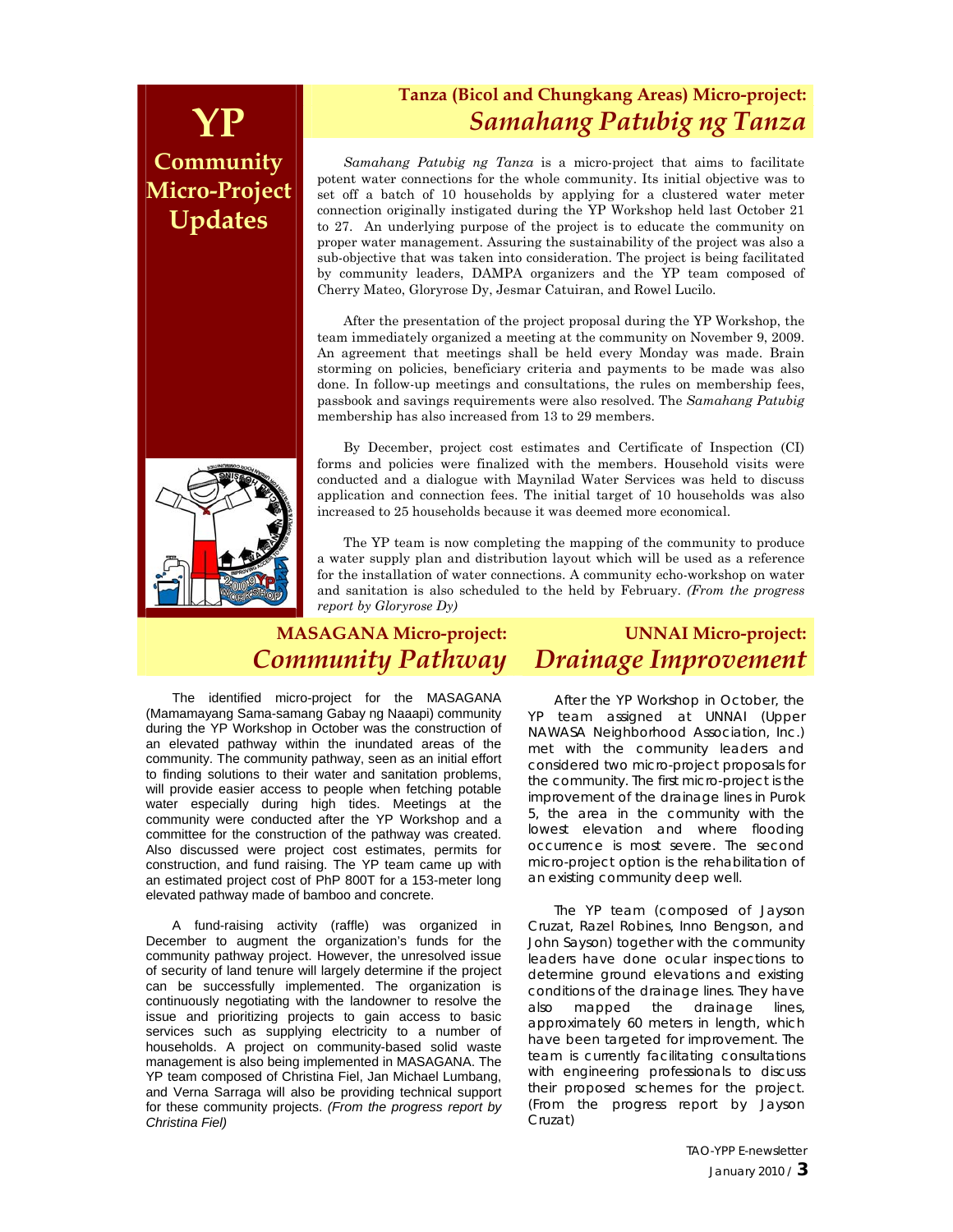# YP Community Micro-Project Updates

## Tanza (Bicol and Chungkang Areas) Micro-project: *Samahang Patubig ng Tanza*

*Samahang Patubig ng Tanza* is a micro-project that aims to facilitate potent water connections for the whole community. Its initial objective was to set off a batch of 10 households by applying for a clustered water meter connection originally instigated during the YP Workshop held last October 21 to 27. An underlying purpose of the project is to educate the community on proper water management. Assuring the sustainability of the project was also a sub-objective that was taken into consideration. The project is being facilitated by community leaders, DAMPA organizers and the YP team composed of Cherry Mateo, Gloryrose Dy, Jesmar Catuiran, and Rowel Lucilo.

After the presentation of the project proposal during the YP Workshop, the team immediately organized a meeting at the community on November 9, 2009. An agreement that meetings shall be held every Monday was made. Brain storming on policies, beneficiary criteria and payments to be made was also done. In follow-up meetings and consultations, the rules on membership fees, passbook and savings requirements were also resolved. The *Samahang Patubig* membership has also increased from 13 to 29 members.

By December, project cost estimates and Certificate of Inspection (CI) forms and policies were finalized with the members. Household visits were conducted and a dialogue with Maynilad Water Services was held to discuss application and connection fees. The initial target of 10 households was also increased to 25 households because it was deemed more economical.

The YP team is now completing the mapping of the community to produce a water supply plan and distribution layout which will be used as a reference for the installation of water connections. A community echo-workshop on water and sanitation is also scheduled to the held by February. *(From the progress report by Gloryrose Dy)*

## MASAGANA Micro-project: *Community Pathway*

The identified micro-project for the MASAGANA (Mamamayang Sama-samang Gabay ng Naaapi) community during the YP Workshop in October was the construction of an elevated pathway within the inundated areas of the community. The community pathway, seen as an initial effort to finding solutions to their water and sanitation problems, will provide easier access to people when fetching potable water especially during high tides. Meetings at the community were conducted after the YP Workshop and a committee for the construction of the pathway was created. Also discussed were project cost estimates, permits for construction, and fund raising. The YP team came up with an estimated project cost of PhP 800T for a 153-meter long elevated pathway made of bamboo and concrete.

A fund-raising activity (raffle) was organized in December to augment the organization's funds for the community pathway project. However, the unresolved issue of security of land tenure will largely determine if the project can be successfully implemented. The organization is continuously negotiating with the landowner to resolve the issue and prioritizing projects to gain access to basic services such as supplying electricity to a number of households. A project on community-based solid waste management is also being implemented in MASAGANA. The YP team composed of Christina Fiel, Jan Michael Lumbang, and Verna Sarraga will also be providing technical support for these community projects. *(From the progress report by Christina Fiel)*

## UNNAI Micro-project: *Drainage Improvement*

After the YP Workshop in October, the YP team assigned at UNNAI (Upper NAWASA Neighborhood Association, Inc.) met with the community leaders and considered two micro-project proposals for the community. The first micro-project is the improvement of the drainage lines in Purok 5, the area in the community with the lowest elevation and where flooding occurrence is most severe. The second micro-project option is the rehabilitation of an existing community deep well.

The YP team (composed of Jayson Cruzat, Razel Robines, Inno Bengson, and John Sayson) together with the community leaders have done ocular inspections to determine ground elevations and existing conditions of the drainage lines. They have also mapped the drainage lines, approximately 60 meters in length, which have been targeted for improvement. The team is currently facilitating consultations with engineering professionals to discuss their proposed schemes for the project. (From the progress report by Jayson Cruzat)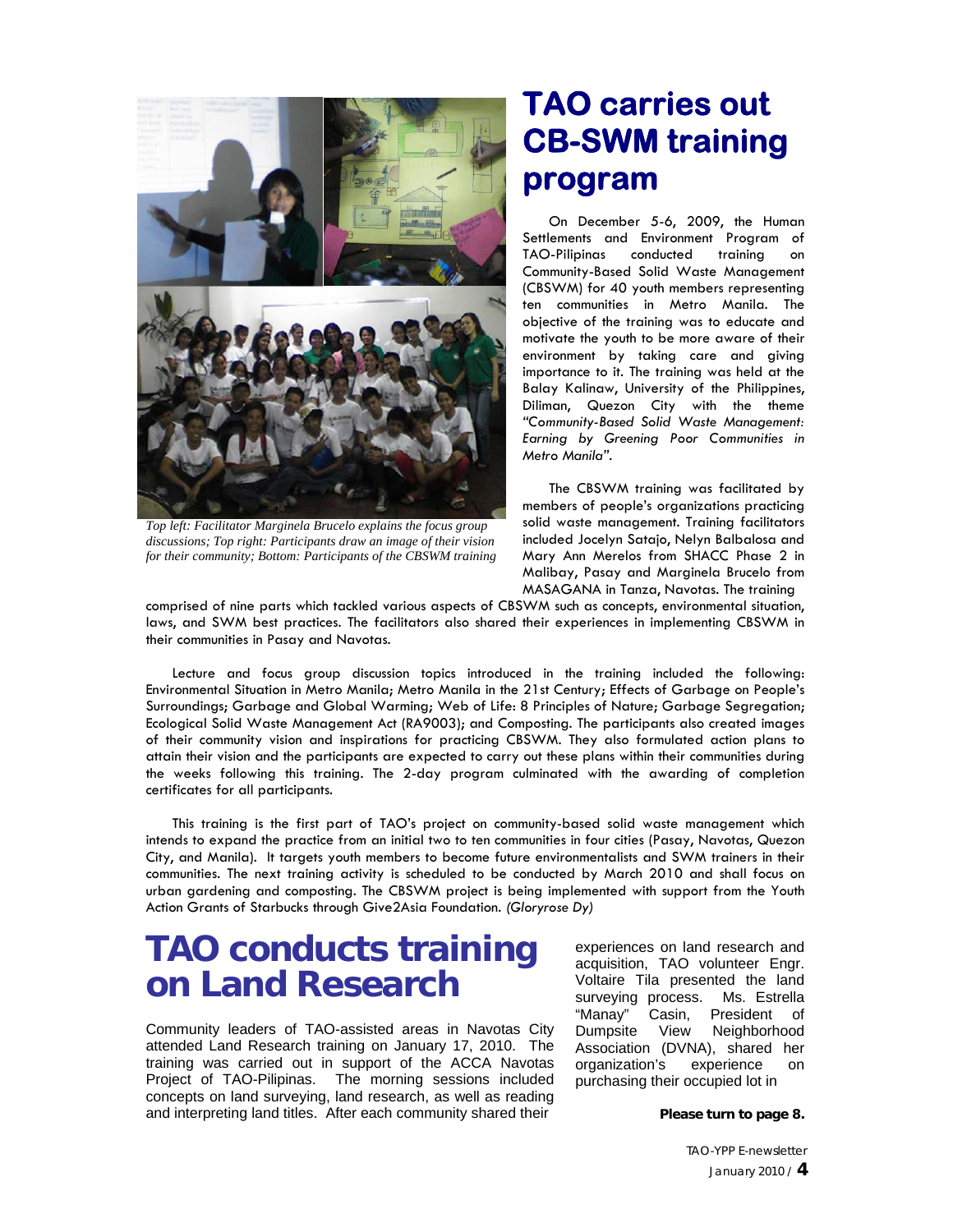# TAO carries out CB-SWM training program

On December 5-6, 2009, the Human Settlements and Environment Program of TAO-Pilipinas conducted training on Community-Based Solid Waste Management (CBSWM) for 40 youth members representing ten communities in Metro Manila. The objective of the training was to educate and motivate the youth to be more aware of their environment by taking care and giving importance to it. The training was held at the Balay Kalinaw, University of the Philippines, Diliman, Quezon City with the theme *"Community-Based Solid Waste Management: Earning by Greening Poor Communities in Metro Manila"*.

*Top left: Facilitator Marginela Brucelo explains the focus group discussions; Top right: Participants draw an image of their vision for their community; Bottom: Participants of the CBSWM training*

The CBSWM training was facilitated by members of people's organizations practicing solid waste management. Training facilitators included Jocelyn Satajo, Nelyn Balbalosa and Mary Ann Merelos from SHACC Phase 2 in Malibay, Pasay and Marginela Brucelo from MASAGANA in Tanza, Navotas. The training comprised of nine parts which tackled various aspects of CBSWM such as concepts, environmental situation, laws, and SWM best practices. The facilitators also shared their experiences in implementing CBSWM in their communities in Pasay and Navotas.

Lecture and focus group discussion topics introduced in the training included the following: Environmental Situation in Metro Manila; Metro Manila in the 21st Century; Effects of Garbage on People's Surroundings; Garbage and Global Warming; Web of Life: 8 Principles of Nature; Garbage Segregation; Ecological Solid Waste Management Act (RA9003); and Composting. The participants also created images of their community vision and inspirations for practicing CBSWM. They also formulated action plans to attain their vision and the participants are expected to carry out these plans within their communities during the weeks following this training. The 2-day program culminated with the awarding of completion certificates for all participants.

This training is the first part of TAO's project on community-based solid waste management which intends to expand the practice from an initial two to ten communities in four cities (Pasay, Navotas, Quezon City, and Manila). It targets youth members to become future environmentalists and SWM trainers in their communities. The next training activity is scheduled to be conducted by March 2010 and shall focus on urban gardening and composting. The CBSWM project is being implemented with support from the Youth Action Grants of Starbucks through Give2Asia Foundation. *(Gloryrose Dy)*

# TAO conducts training on Land Research

Community leaders of TAO-assisted areas in Navotas City attended Land Research training on January 17, 2010. The training was carried out in support of the ACCA Navotas Project of TAO-Pilipinas. The morning sessions included concepts on land surveying, land research, as well as reading and interpreting land titles. After each community shared their experiences on land research and acquisition, TAO volunteer Engr. Voltaire Tila presented the land surveying process. Ms. Estrella "Manay" Casin, President of Dumpsite View Neighborhood Association (DVNA), shared her organization's experience on purchasing their occupied lot in

**Please turn to page 8.**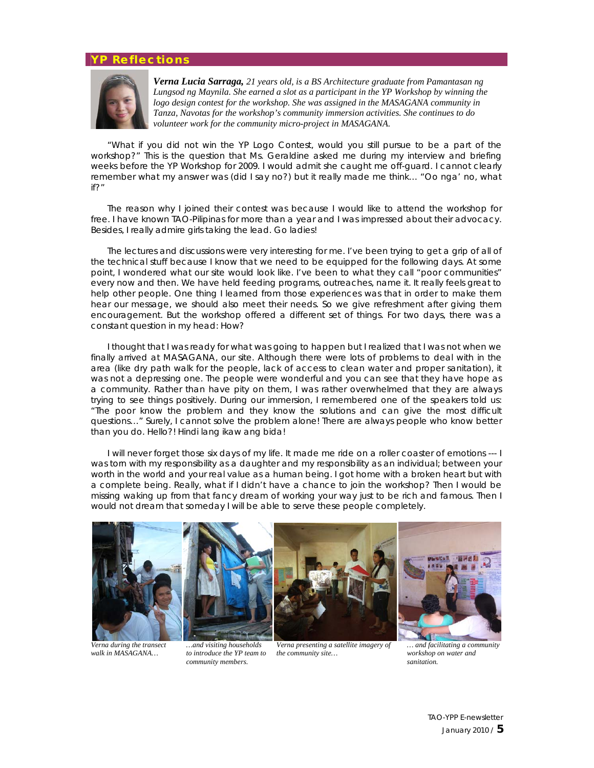## YP Reflections

***Verna Lucia Sarraga,*** *21 years old, is a BS Architecture graduate from Pamantasan ng Lungsod ng Maynila. She earned a slot as a participant in the YP Workshop by winning the logo design contest for the workshop. She was assigned in the MASAGANA community in Tanza, Navotas for the workshop's community immersion activities. She continues to do volunteer work for the community micro-project in MASAGANA.*

"What if you did not win the YP Logo Contest, would you still pursue to be a part of the workshop?" This is the question that Ms. Geraldine asked me during my interview and briefing weeks before the YP Workshop for 2009. I would admit she caught me off-guard. I cannot clearly remember what my answer was (did I say no?) but it really made me think… "Oo nga' no, what if?"

The reason why I joined their contest was because I would like to attend the workshop for free. I have known TAO-Pilipinas for more than a year and I was impressed about their advocacy. Besides, I really admire girls taking the lead. Go ladies!

The lectures and discussions were very interesting for me. I've been trying to get a grip of all of the technical stuff because I know that we need to be equipped for the following days. At some point, I wondered what our site would look like. I've been to what they call "poor communities" every now and then. We have held feeding programs, outreaches, name it. It really feels great to help other people. One thing I learned from those experiences was that in order to make them hear our message, we should also meet their needs. So we give refreshment after giving them encouragement. But the workshop offered a different set of things. For two days, there was a constant question in my head: How?

I thought that I was ready for what was going to happen but I realized that I was not when we finally arrived at MASAGANA, our site. Although there were lots of problems to deal with in the area (like dry path walk for the people, lack of access to clean water and proper sanitation), it was not a depressing one. The people were wonderful and you can see that they have hope as a community. Rather than have pity on them, I was rather overwhelmed that they are always trying to see things positively. During our immersion, I remembered one of the speakers told us: "The poor know the problem and they know the solutions and can give the most difficult questions…" Surely, I cannot solve the problem alone! There are always people who know better than you do. Hello?! Hindi lang ikaw ang bida!

I will never forget those six days of my life. It made me ride on a roller coaster of emotions --- I was torn with my responsibility as a daughter and my responsibility as an individual; between your worth in the world and your real value as a human being. I got home with a broken heart but with a complete being. Really, what if I didn't have a chance to join the workshop? Then I would be missing waking up from that fancy dream of working your way just to be rich and famous. Then I would not dream that someday I will be able to serve these people completely.

*Verna during the transect walk in MASAGANA…*

*…and visiting households to introduce the YP team to community members.*

*Verna presenting a satellite imagery of the community site…*

*… and facilitating a community workshop on water and sanitation.*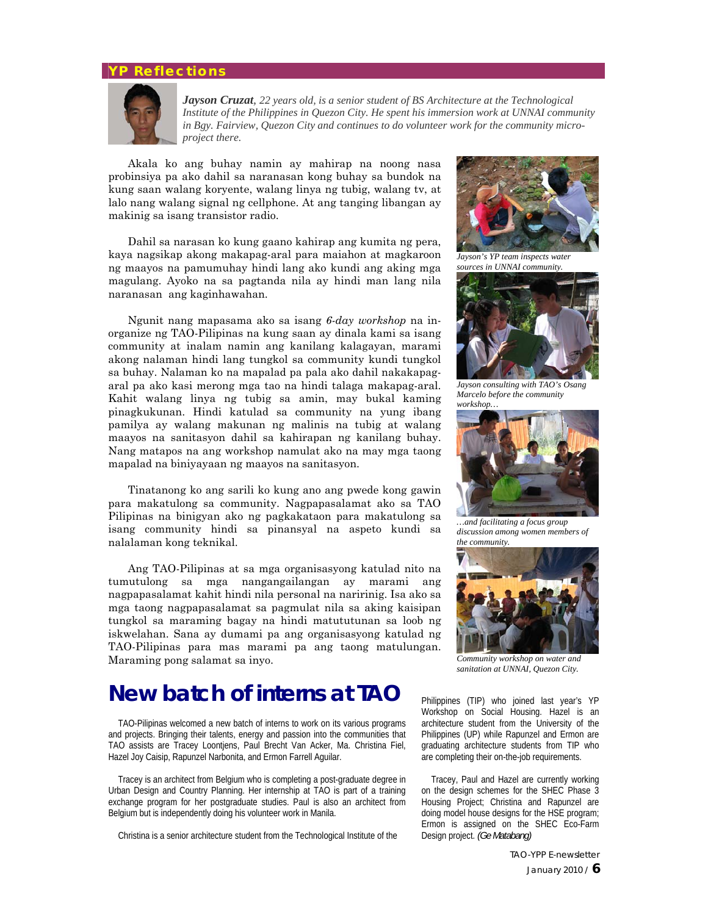## YP Reflections

***Jayson Cruzat**, 22 years old, is a senior student of BS Architecture at the Technological Institute of the Philippines in Quezon City. He spent his immersion work at UNNAI community in Bgy. Fairview, Quezon City and continues to do volunteer work for the community micro-project there.*

Akala ko ang buhay namin ay mahirap na noong nasa probinsiya pa ako dahil sa naranasan kong buhay sa bundok na kung saan walang koryente, walang linya ng tubig, walang tv, at lalo nang walang signal ng cellphone. At ang tanging libangan ay makinig sa isang transistor radio.

Dahil sa narasan ko kung gaano kahirap ang kumita ng pera, kaya nagsikap akong makapag-aral para maiahon at magkaroon ng maayos na pamumuhay hindi lang ako kundi ang aking mga magulang. Ayoko na sa pagtanda nila ay hindi man lang nila naranasan ang kaginhawahan.

Ngunit nang mapasama ako sa isang *6-day workshop* na in-organize ng TAO-Pilipinas na kung saan ay dinala kami sa isang community at inalam namin ang kanilang kalagayan, marami akong nalaman hindi lang tungkol sa community kundi tungkol sa buhay. Nalaman ko na mapalad pa pala ako dahil nakakapag-aral pa ako kasi merong mga tao na hindi talaga makapag-aral. Kahit walang linya ng tubig sa amin, may bukal kaming pinagkukunan. Hindi katulad sa community na yung ibang pamilya ay walang makunan ng malinis na tubig at walang maayos na sanitasyon dahil sa kahirapan ng kanilang buhay. Nang matapos na ang workshop namulat ako na may mga taong mapalad na biniyayaan ng maayos na sanitasyon.

Tinatanong ko ang sarili ko kung ano ang pwede kong gawin para makatulong sa community. Nagpapasalamat ako sa TAO Pilipinas na binigyan ako ng pagkakataon para makatulong sa isang community hindi sa pinansyal na aspeto kundi sa nalalaman kong teknikal.

Ang TAO-Pilipinas at sa mga organisasyong katulad nito na tumutulong sa mga nangangailangan ay marami ang nagpapasalamat kahit hindi nila personal na naririnig. Isa ako sa mga taong nagpapasalamat sa pagmulat nila sa aking kaisipan tungkol sa maraming bagay na hindi matututunan sa loob ng iskwelahan. Sana ay dumami pa ang organisasyong katulad ng TAO-Pilipinas para mas marami pa ang taong matulungan. Maraming pong salamat sa inyo.

*Jayson's YP team inspects water sources in UNNAI community.*

*Jayson consulting with TAO's Osang Marcelo before the community workshop…*

*…and facilitating a focus group discussion among women members of the community.*

*Community workshop on water and sanitation at UNNAI, Quezon City.*

# New batch of interns at TAO

TAO-Pilipinas welcomed a new batch of interns to work on its various programs and projects. Bringing their talents, energy and passion into the communities that TAO assists are Tracey Loontjens, Paul Brecht Van Acker, Ma. Christina Fiel, Hazel Joy Caisip, Rapunzel Narbonita, and Ermon Farrell Aguilar.

Tracey is an architect from Belgium who is completing a post-graduate degree in Urban Design and Country Planning. Her internship at TAO is part of a training exchange program for her postgraduate studies. Paul is also an architect from Belgium but is independently doing his volunteer work in Manila.

Christina is a senior architecture student from the Technological Institute of the Philippines (TIP) who joined last year's YP Workshop on Social Housing. Hazel is an architecture student from the University of the Philippines (UP) while Rapunzel and Ermon are graduating architecture students from TIP who are completing their on-the-job requirements.

Tracey, Paul and Hazel are currently working on the design schemes for the SHEC Phase 3 Housing Project; Christina and Rapunzel are doing model house designs for the HSE program; Ermon is assigned on the SHEC Eco-Farm Design project. *(Ge Matabang)*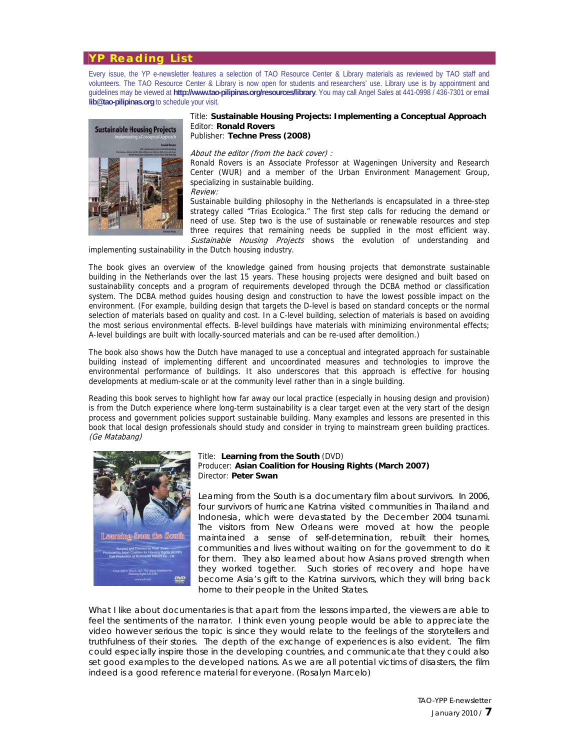## YP Reading List

Every issue, the YP e-newsletter features a selection of TAO Resource Center & Library materials as reviewed by TAO staff and volunteers. The TAO Resource Center & Library is now open for students and researchers' use. Library use is by appointment and guidelines may be viewed at **http://www.tao-pilipinas.org/resources/library**. You may call Angel Sales at 441-0998 / 436-7301 or email **lib@tao-pilipinas.org** to schedule your visit.

Title: **Sustainable Housing Projects: Implementing a Conceptual Approach**
Editor: **Ronald Rovers**
Publisher: **Techne Press (2008)**

*About the editor (from the back cover) :*

Ronald Rovers is an Associate Professor at Wageningen University and Research Center (WUR) and a member of the Urban Environment Management Group, specializing in sustainable building.

*Review:*

Sustainable building philosophy in the Netherlands is encapsulated in a three-step strategy called "Trias Ecologica." The first step calls for reducing the demand or need of use. Step two is the use of sustainable or renewable resources and step three requires that remaining needs be supplied in the most efficient way. *Sustainable Housing Projects* shows the evolution of understanding and implementing sustainability in the Dutch housing industry.

The book gives an overview of the knowledge gained from housing projects that demonstrate sustainable building in the Netherlands over the last 15 years. These housing projects were designed and built based on sustainability concepts and a program of requirements developed through the DCBA method or classification system. The DCBA method guides housing design and construction to have the lowest possible impact on the environment. (For example, building design that targets the D-level is based on standard concepts or the normal selection of materials based on quality and cost. In a C-level building, selection of materials is based on avoiding the most serious environmental effects. B-level buildings have materials with minimizing environmental effects; A-level buildings are built with locally-sourced materials and can be re-used after demolition.)

The book also shows how the Dutch have managed to use a conceptual and integrated approach for sustainable building instead of implementing different and uncoordinated measures and technologies to improve the environmental performance of buildings. It also underscores that this approach is effective for housing developments at medium-scale or at the community level rather than in a single building.

Reading this book serves to highlight how far away our local practice (especially in housing design and provision) is from the Dutch experience where long-term sustainability is a clear target even at the very start of the design process and government policies support sustainable building. Many examples and lessons are presented in this book that local design professionals should study and consider in trying to mainstream green building practices. *(Ge Matabang)*

Title: **Learning from the South** (DVD)
Producer: **Asian Coalition for Housing Rights (March 2007)**
Director: **Peter Swan**

Learning from the South is a documentary film about survivors. In 2006, four survivors of hurricane Katrina visited communities in Thailand and Indonesia, which were devastated by the December 2004 tsunami. The visitors from New Orleans were moved at how the people maintained a sense of self-determination, rebuilt their homes, communities and lives without waiting on for the government to do it for them. They also learned about how Asians proved strength when they worked together. Such stories of recovery and hope have become Asia's gift to the Katrina survivors, which they will bring back home to their people in the United States.

What I like about documentaries is that apart from the lessons imparted, the viewers are able to feel the sentiments of the narrator. I think even young people would be able to appreciate the video however serious the topic is since they would relate to the feelings of the storytellers and truthfulness of their stories. The depth of the exchange of experiences is also evident. The film could especially inspire those in the developing countries, and communicate that they could also set good examples to the developed nations. As we are all potential victims of disasters, the film indeed is a good reference material for everyone. (Rosalyn Marcelo)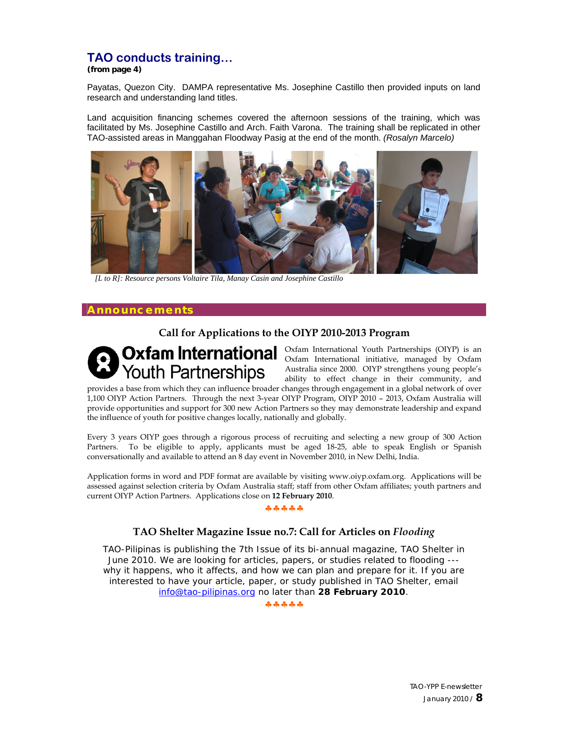## TAO conducts training…

**(from page 4)**

Payatas, Quezon City. DAMPA representative Ms. Josephine Castillo then provided inputs on land research and understanding land titles.

Land acquisition financing schemes covered the afternoon sessions of the training, which was facilitated by Ms. Josephine Castillo and Arch. Faith Varona. The training shall be replicated in other TAO-assisted areas in Manggahan Floodway Pasig at the end of the month. *(Rosalyn Marcelo)*

*[L to R]: Resource persons Voltaire Tila, Manay Casin and Josephine Castillo*

## Announcements

### Call for Applications to the OIYP 2010-2013 Program

Oxfam International Youth Partnerships

Oxfam International Youth Partnerships (OIYP) is an Oxfam International initiative, managed by Oxfam Australia since 2000. OIYP strengthens young people's ability to effect change in their community, and provides a base from which they can influence broader changes through engagement in a global network of over 1,100 OIYP Action Partners. Through the next 3-year OIYP Program, OIYP 2010 – 2013, Oxfam Australia will provide opportunities and support for 300 new Action Partners so they may demonstrate leadership and expand the influence of youth for positive changes locally, nationally and globally.

Every 3 years OIYP goes through a rigorous process of recruiting and selecting a new group of 300 Action Partners. To be eligible to apply, applicants must be aged 18-25, able to speak English or Spanish conversationally and available to attend an 8 day event in November 2010, in New Delhi, India.

Application forms in word and PDF format are available by visiting www.oiyp.oxfam.org. Applications will be assessed against selection criteria by Oxfam Australia staff; staff from other Oxfam affiliates; youth partners and current OIYP Action Partners. Applications close on **12 February 2010**.

♣♣♣♣♣

### TAO Shelter Magazine Issue no.7: Call for Articles on *Flooding*

TAO-Pilipinas is publishing the 7th Issue of its bi-annual magazine, TAO Shelter in June 2010. We are looking for articles, papers, or studies related to flooding --- why it happens, who it affects, and how we can plan and prepare for it. If you are interested to have your article, paper, or study published in TAO Shelter, email info@tao-pilipinas.org no later than **28 February 2010**.

♣♣♣♣♣